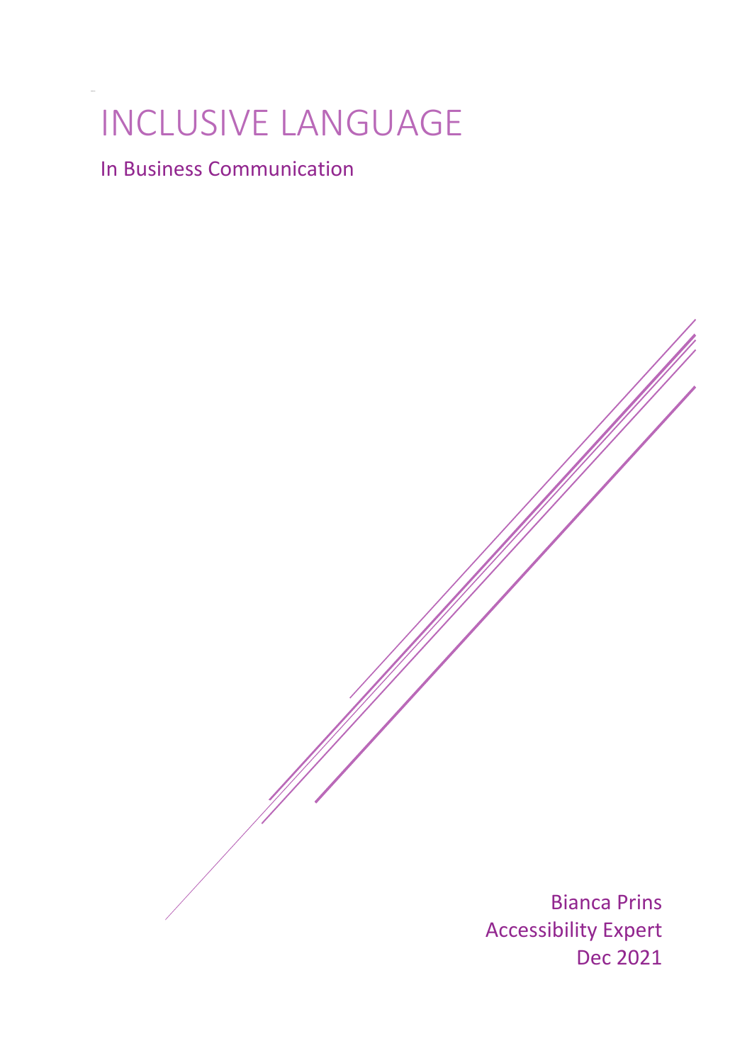# INCLUSIVE LANGUAGE

## In Business Communication

Bianca Prins
Accessibility Expert
Dec 2021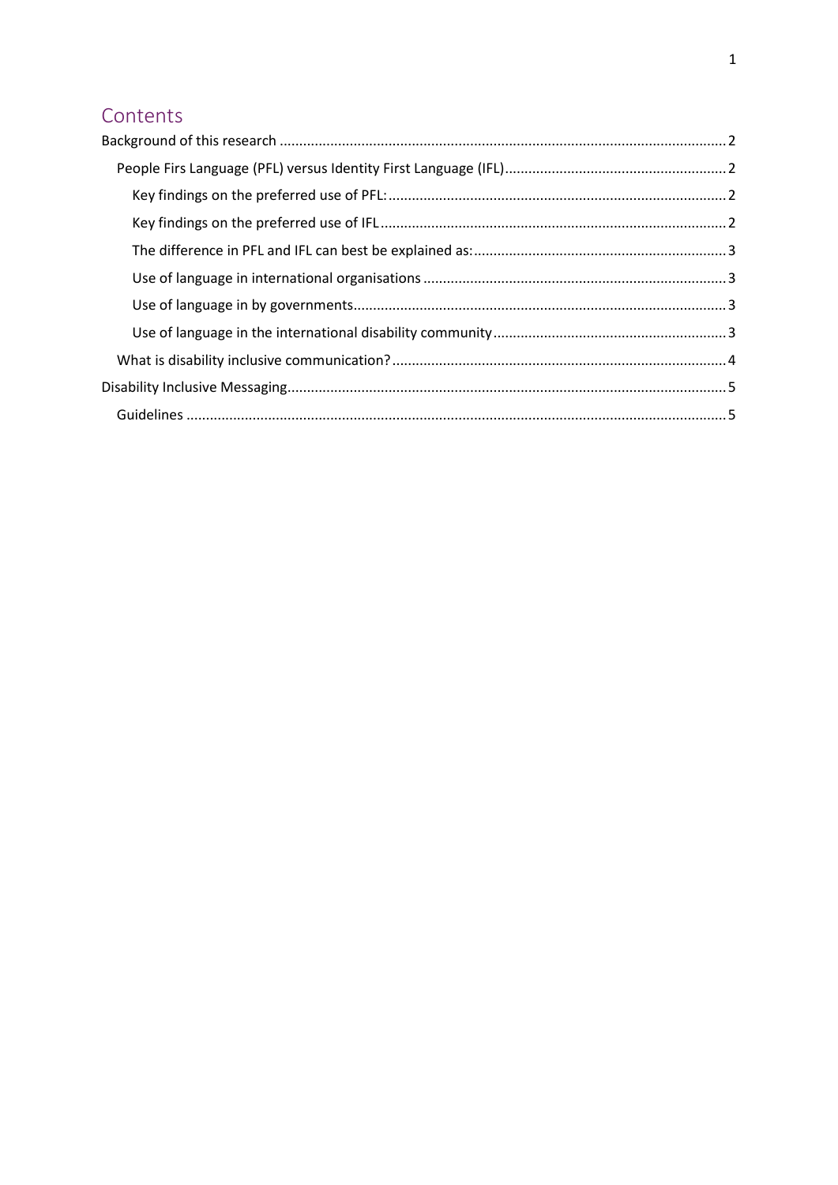# Contents

Background of this research .................................................................................................. 2

People Firs Language (PFL) versus Identity First Language (IFL) ......................................................... 2

Key findings on the preferred use of PFL: ...................................................................................... 2

Key findings on the preferred use of IFL ........................................................................................ 2

The difference in PFL and IFL can best be explained as: ................................................................. 3

Use of language in international organisations ............................................................................. 3

Use of language in by governments ................................................................................................ 3

Use of language in the international disability community ............................................................ 3

What is disability inclusive communication? ...................................................................................... 4

Disability Inclusive Messaging ................................................................................................................ 5

Guidelines .......................................................................................................................................... 5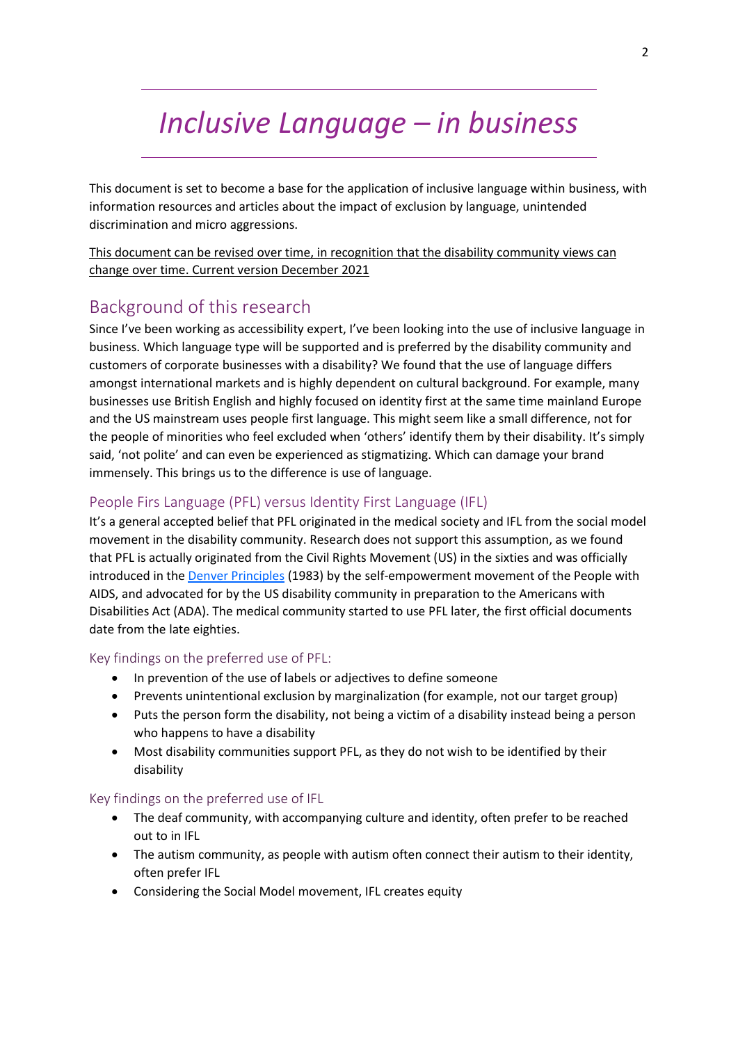# *Inclusive Language – in business*

This document is set to become a base for the application of inclusive language within business, with information resources and articles about the impact of exclusion by language, unintended discrimination and micro aggressions.

<u>This document can be revised over time, in recognition that the disability community views can change over time. Current version December 2021</u>

## Background of this research

Since I've been working as accessibility expert, I've been looking into the use of inclusive language in business. Which language type will be supported and is preferred by the disability community and customers of corporate businesses with a disability? We found that the use of language differs amongst international markets and is highly dependent on cultural background. For example, many businesses use British English and highly focused on identity first at the same time mainland Europe and the US mainstream uses people first language. This might seem like a small difference, not for the people of minorities who feel excluded when 'others' identify them by their disability. It's simply said, 'not polite' and can even be experienced as stigmatizing. Which can damage your brand immensely. This brings us to the difference is use of language.

### People Firs Language (PFL) versus Identity First Language (IFL)

It's a general accepted belief that PFL originated in the medical society and IFL from the social model movement in the disability community. Research does not support this assumption, as we found that PFL is actually originated from the Civil Rights Movement (US) in the sixties and was officially introduced in the [Denver Principles](#) (1983) by the self-empowerment movement of the People with AIDS, and advocated for by the US disability community in preparation to the Americans with Disabilities Act (ADA). The medical community started to use PFL later, the first official documents date from the late eighties.

#### Key findings on the preferred use of PFL:

- In prevention of the use of labels or adjectives to define someone
- Prevents unintentional exclusion by marginalization (for example, not our target group)
- Puts the person form the disability, not being a victim of a disability instead being a person who happens to have a disability
- Most disability communities support PFL, as they do not wish to be identified by their disability

#### Key findings on the preferred use of IFL

- The deaf community, with accompanying culture and identity, often prefer to be reached out to in IFL
- The autism community, as people with autism often connect their autism to their identity, often prefer IFL
- Considering the Social Model movement, IFL creates equity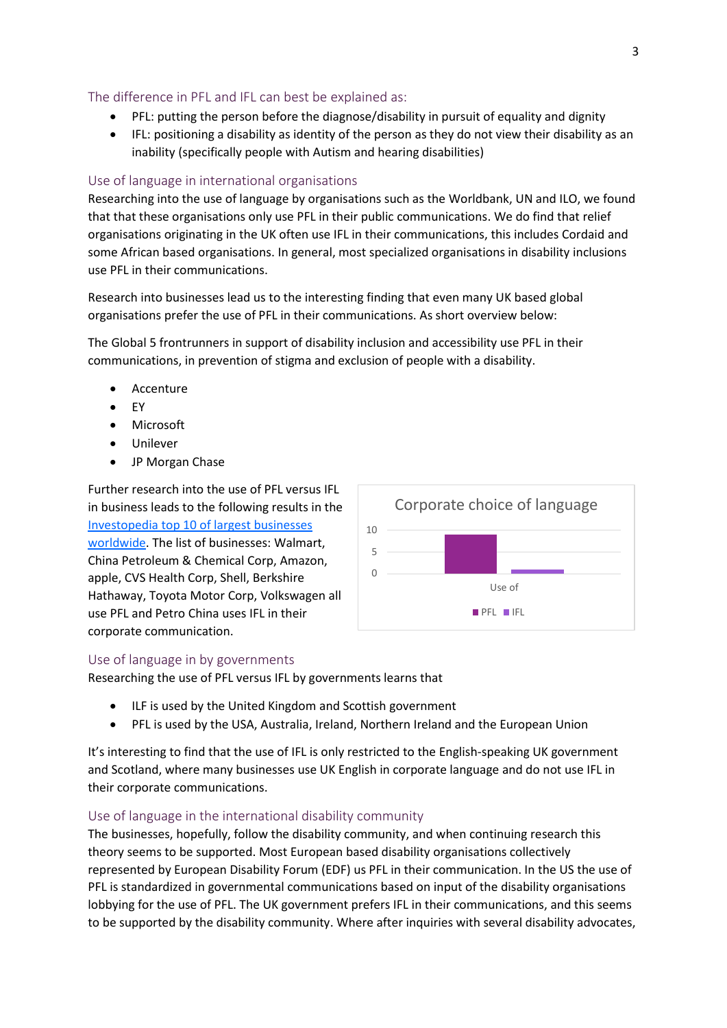### The difference in PFL and IFL can best be explained as:

- PFL: putting the person before the diagnose/disability in pursuit of equality and dignity
- IFL: positioning a disability as identity of the person as they do not view their disability as an inability (specifically people with Autism and hearing disabilities)

### Use of language in international organisations

Researching into the use of language by organisations such as the Worldbank, UN and ILO, we found that that these organisations only use PFL in their public communications. We do find that relief organisations originating in the UK often use IFL in their communications, this includes Cordaid and some African based organisations. In general, most specialized organisations in disability inclusions use PFL in their communications.

Research into businesses lead us to the interesting finding that even many UK based global organisations prefer the use of PFL in their communications. As short overview below:

The Global 5 frontrunners in support of disability inclusion and accessibility use PFL in their communications, in prevention of stigma and exclusion of people with a disability.

- Accenture
- EY
- Microsoft
- Unilever
- JP Morgan Chase

Further research into the use of PFL versus IFL in business leads to the following results in the [Investopedia top 10 of largest businesses worldwide](). The list of businesses: Walmart, China Petroleum & Chemical Corp, Amazon, apple, CVS Health Corp, Shell, Berkshire Hathaway, Toyota Motor Corp, Volkswagen all use PFL and Petro China uses IFL in their corporate communication.

Corporate choice of language

| | PFL | IFL |
|---|---|---|
| Use of | 9 | 1 |

### Use of language in by governments

Researching the use of PFL versus IFL by governments learns that

- ILF is used by the United Kingdom and Scottish government
- PFL is used by the USA, Australia, Ireland, Northern Ireland and the European Union

It's interesting to find that the use of IFL is only restricted to the English-speaking UK government and Scotland, where many businesses use UK English in corporate language and do not use IFL in their corporate communications.

### Use of language in the international disability community

The businesses, hopefully, follow the disability community, and when continuing research this theory seems to be supported. Most European based disability organisations collectively represented by European Disability Forum (EDF) us PFL in their communication. In the US the use of PFL is standardized in governmental communications based on input of the disability organisations lobbying for the use of PFL. The UK government prefers IFL in their communications, and this seems to be supported by the disability community. Where after inquiries with several disability advocates,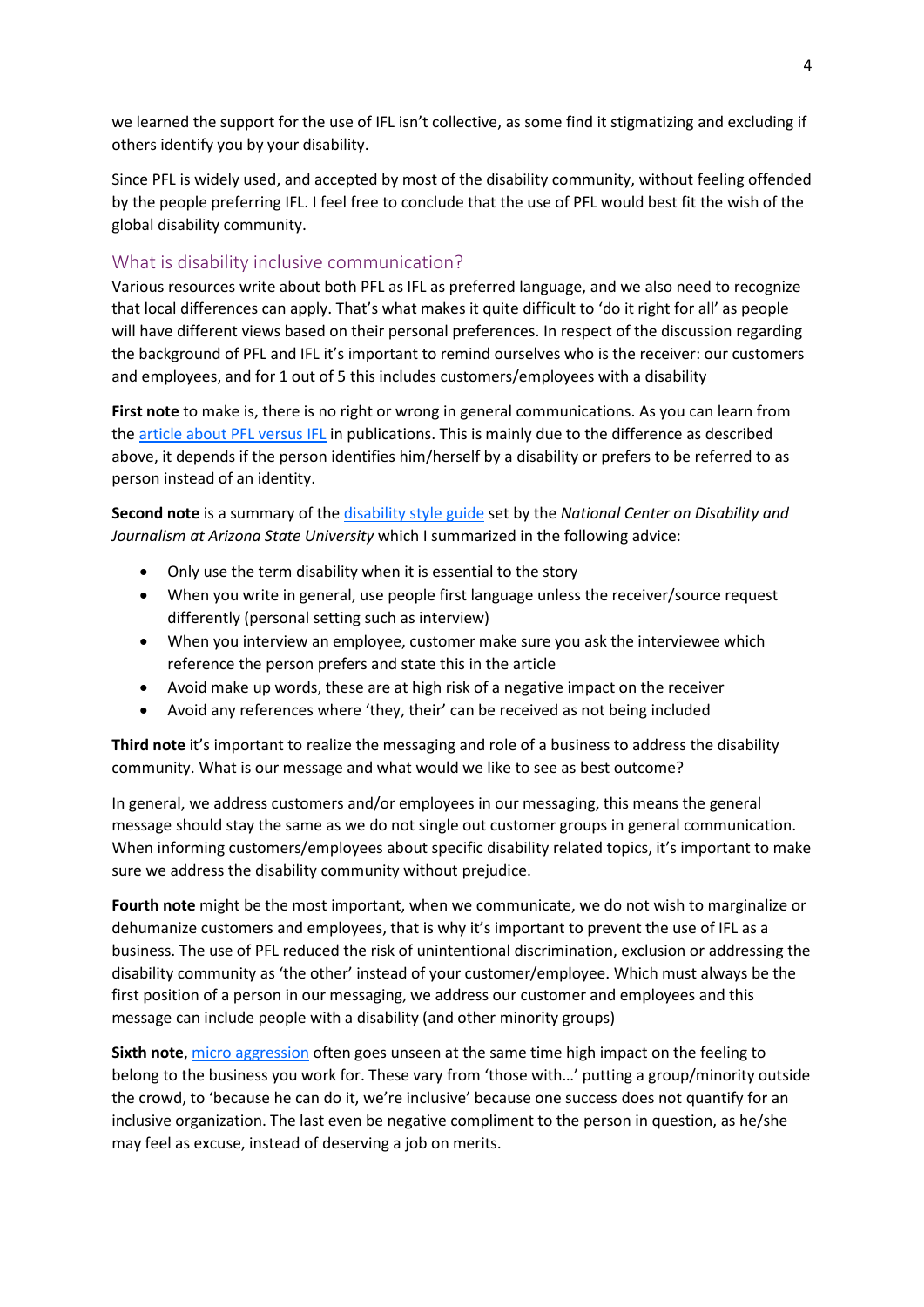we learned the support for the use of IFL isn't collective, as some find it stigmatizing and excluding if others identify you by your disability.

Since PFL is widely used, and accepted by most of the disability community, without feeling offended by the people preferring IFL. I feel free to conclude that the use of PFL would best fit the wish of the global disability community.

## What is disability inclusive communication?

Various resources write about both PFL as IFL as preferred language, and we also need to recognize that local differences can apply. That's what makes it quite difficult to 'do it right for all' as people will have different views based on their personal preferences. In respect of the discussion regarding the background of PFL and IFL it's important to remind ourselves who is the receiver: our customers and employees, and for 1 out of 5 this includes customers/employees with a disability

**First note** to make is, there is no right or wrong in general communications. As you can learn from the article about PFL versus IFL in publications. This is mainly due to the difference as described above, it depends if the person identifies him/herself by a disability or prefers to be referred to as person instead of an identity.

**Second note** is a summary of the disability style guide set by the *National Center on Disability and Journalism at Arizona State University* which I summarized in the following advice:

- Only use the term disability when it is essential to the story
- When you write in general, use people first language unless the receiver/source request differently (personal setting such as interview)
- When you interview an employee, customer make sure you ask the interviewee which reference the person prefers and state this in the article
- Avoid make up words, these are at high risk of a negative impact on the receiver
- Avoid any references where 'they, their' can be received as not being included

**Third note** it's important to realize the messaging and role of a business to address the disability community. What is our message and what would we like to see as best outcome?

In general, we address customers and/or employees in our messaging, this means the general message should stay the same as we do not single out customer groups in general communication. When informing customers/employees about specific disability related topics, it's important to make sure we address the disability community without prejudice.

**Fourth note** might be the most important, when we communicate, we do not wish to marginalize or dehumanize customers and employees, that is why it's important to prevent the use of IFL as a business. The use of PFL reduced the risk of unintentional discrimination, exclusion or addressing the disability community as 'the other' instead of your customer/employee. Which must always be the first position of a person in our messaging, we address our customer and employees and this message can include people with a disability (and other minority groups)

**Sixth note**, micro aggression often goes unseen at the same time high impact on the feeling to belong to the business you work for. These vary from 'those with…' putting a group/minority outside the crowd, to 'because he can do it, we're inclusive' because one success does not quantify for an inclusive organization. The last even be negative compliment to the person in question, as he/she may feel as excuse, instead of deserving a job on merits.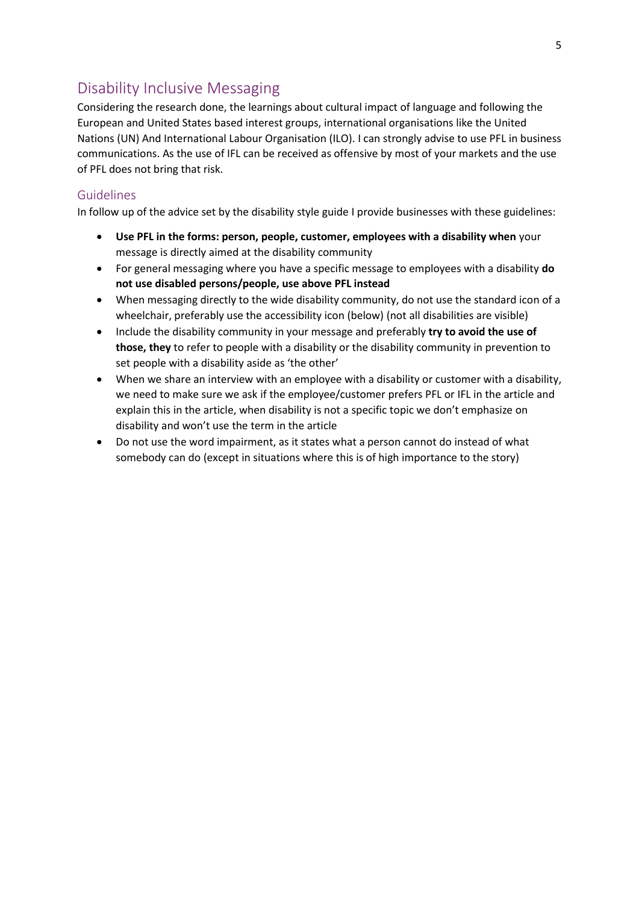## Disability Inclusive Messaging

Considering the research done, the learnings about cultural impact of language and following the European and United States based interest groups, international organisations like the United Nations (UN) And International Labour Organisation (ILO). I can strongly advise to use PFL in business communications. As the use of IFL can be received as offensive by most of your markets and the use of PFL does not bring that risk.

### Guidelines

In follow up of the advice set by the disability style guide I provide businesses with these guidelines:

- **Use PFL in the forms: person, people, customer, employees with a disability when** your message is directly aimed at the disability community
- For general messaging where you have a specific message to employees with a disability **do not use disabled persons/people, use above PFL instead**
- When messaging directly to the wide disability community, do not use the standard icon of a wheelchair, preferably use the accessibility icon (below) (not all disabilities are visible)
- Include the disability community in your message and preferably **try to avoid the use of those, they** to refer to people with a disability or the disability community in prevention to set people with a disability aside as 'the other'
- When we share an interview with an employee with a disability or customer with a disability, we need to make sure we ask if the employee/customer prefers PFL or IFL in the article and explain this in the article, when disability is not a specific topic we don't emphasize on disability and won't use the term in the article
- Do not use the word impairment, as it states what a person cannot do instead of what somebody can do (except in situations where this is of high importance to the story)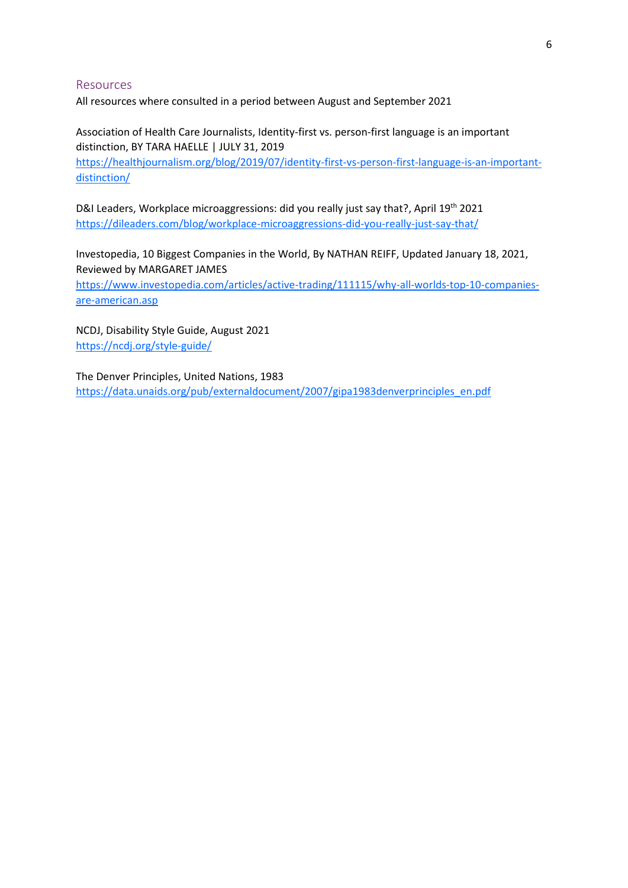## Resources

All resources where consulted in a period between August and September 2021

Association of Health Care Journalists, Identity-first vs. person-first language is an important distinction, BY TARA HAELLE | JULY 31, 2019
https://healthjournalism.org/blog/2019/07/identity-first-vs-person-first-language-is-an-important-distinction/

D&I Leaders, Workplace microaggressions: did you really just say that?, April 19th 2021
https://dileaders.com/blog/workplace-microaggressions-did-you-really-just-say-that/

Investopedia, 10 Biggest Companies in the World, By NATHAN REIFF, Updated January 18, 2021, Reviewed by MARGARET JAMES
https://www.investopedia.com/articles/active-trading/111115/why-all-worlds-top-10-companies-are-american.asp

NCDJ, Disability Style Guide, August 2021
https://ncdj.org/style-guide/

The Denver Principles, United Nations, 1983
https://data.unaids.org/pub/externaldocument/2007/gipa1983denverprinciples_en.pdf